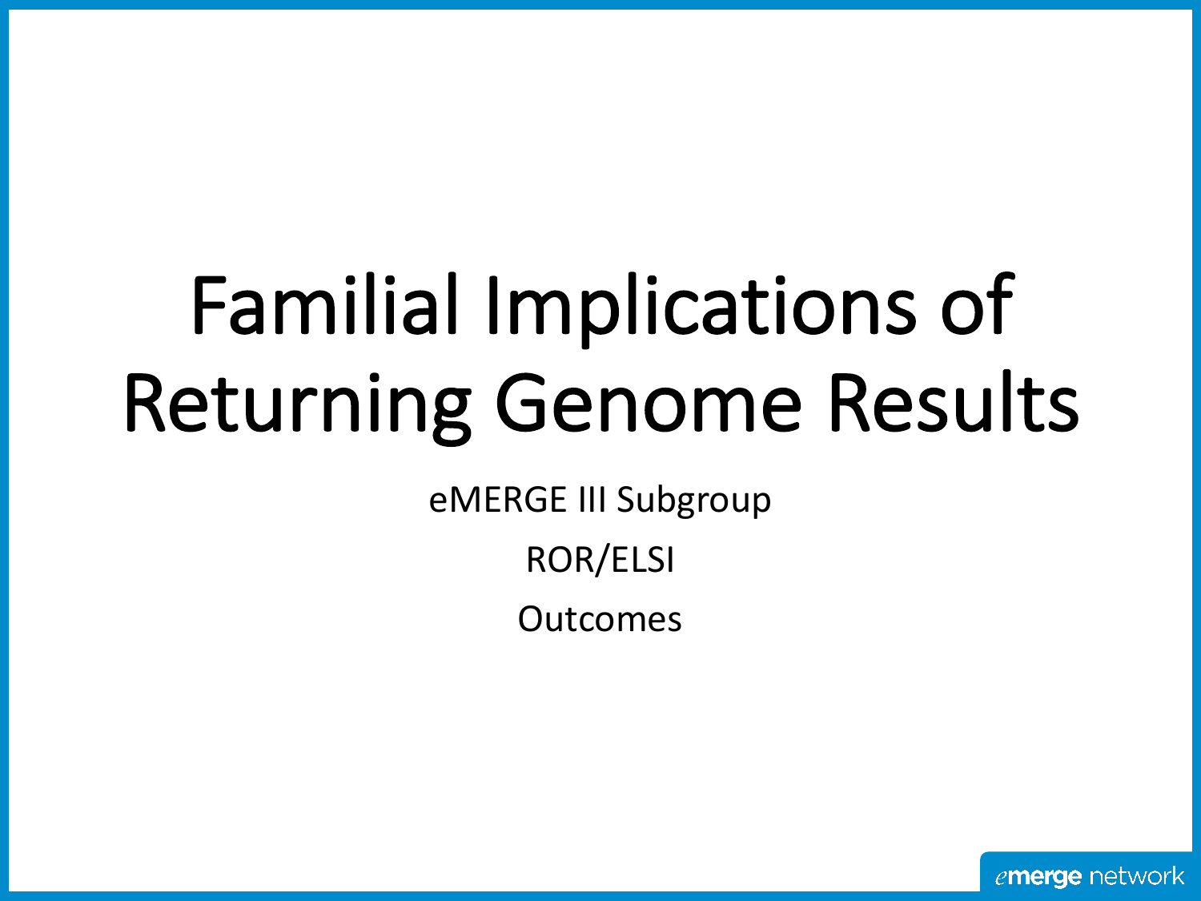# Familial Implications of Returning Genome Results

eMERGE III Subgroup

ROR/ELSI

Outcomes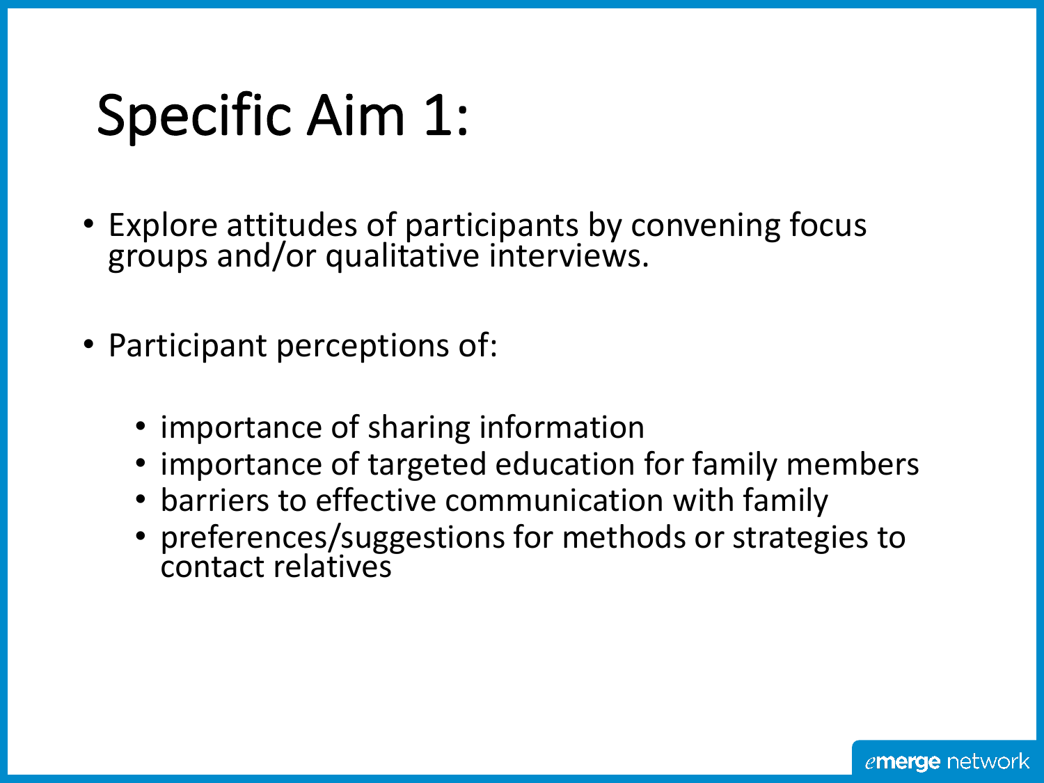# Specific Aim 1:

- Explore attitudes of participants by convening focus groups and/or qualitative interviews.

- Participant perceptions of:

  - importance of sharing information
  - importance of targeted education for family members
  - barriers to effective communication with family
  - preferences/suggestions for methods or strategies to contact relatives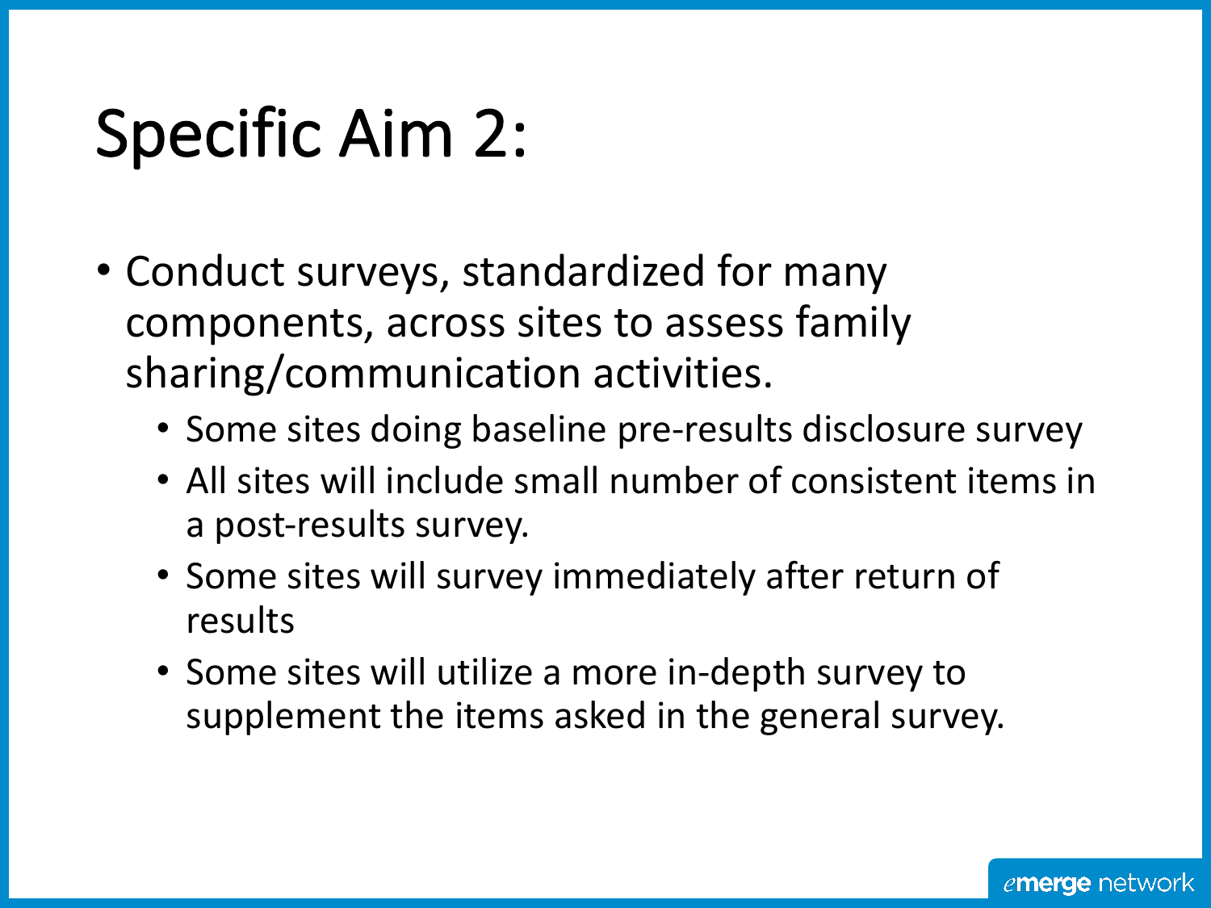# Specific Aim 2:

- Conduct surveys, standardized for many components, across sites to assess family sharing/communication activities.
  - Some sites doing baseline pre-results disclosure survey
  - All sites will include small number of consistent items in a post-results survey.
  - Some sites will survey immediately after return of results
  - Some sites will utilize a more in-depth survey to supplement the items asked in the general survey.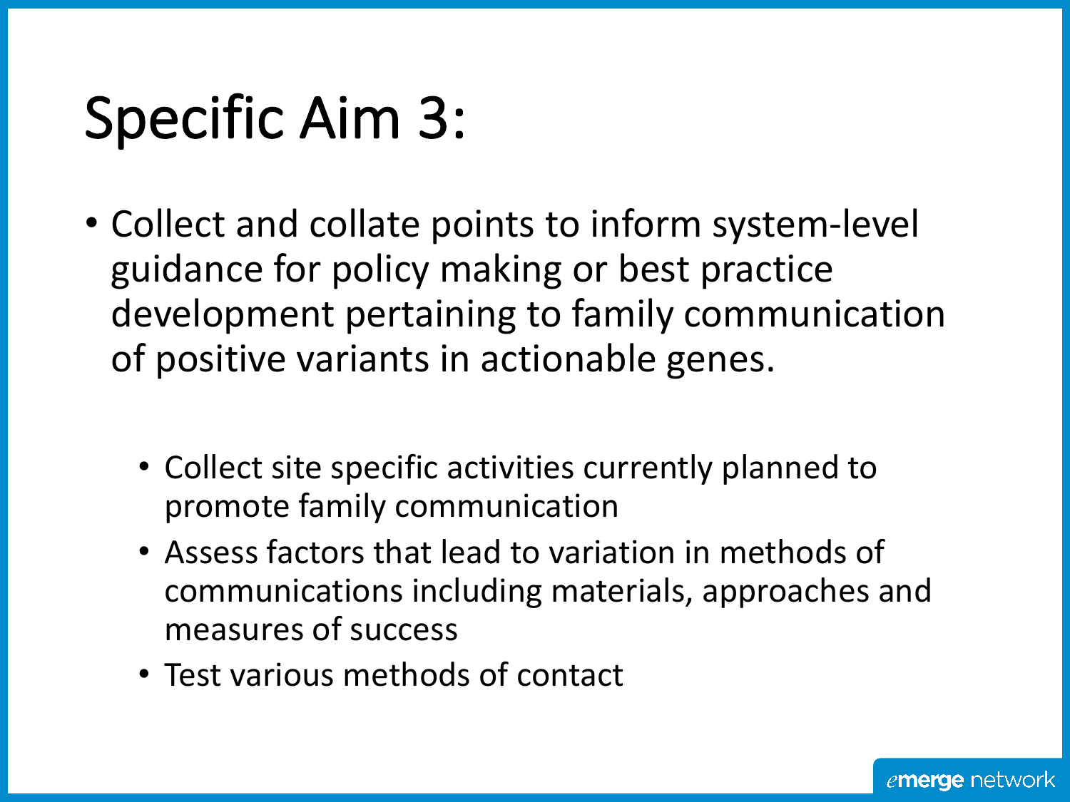# Specific Aim 3:

- Collect and collate points to inform system-level guidance for policy making or best practice development pertaining to family communication of positive variants in actionable genes.
  - Collect site specific activities currently planned to promote family communication
  - Assess factors that lead to variation in methods of communications including materials, approaches and measures of success
  - Test various methods of contact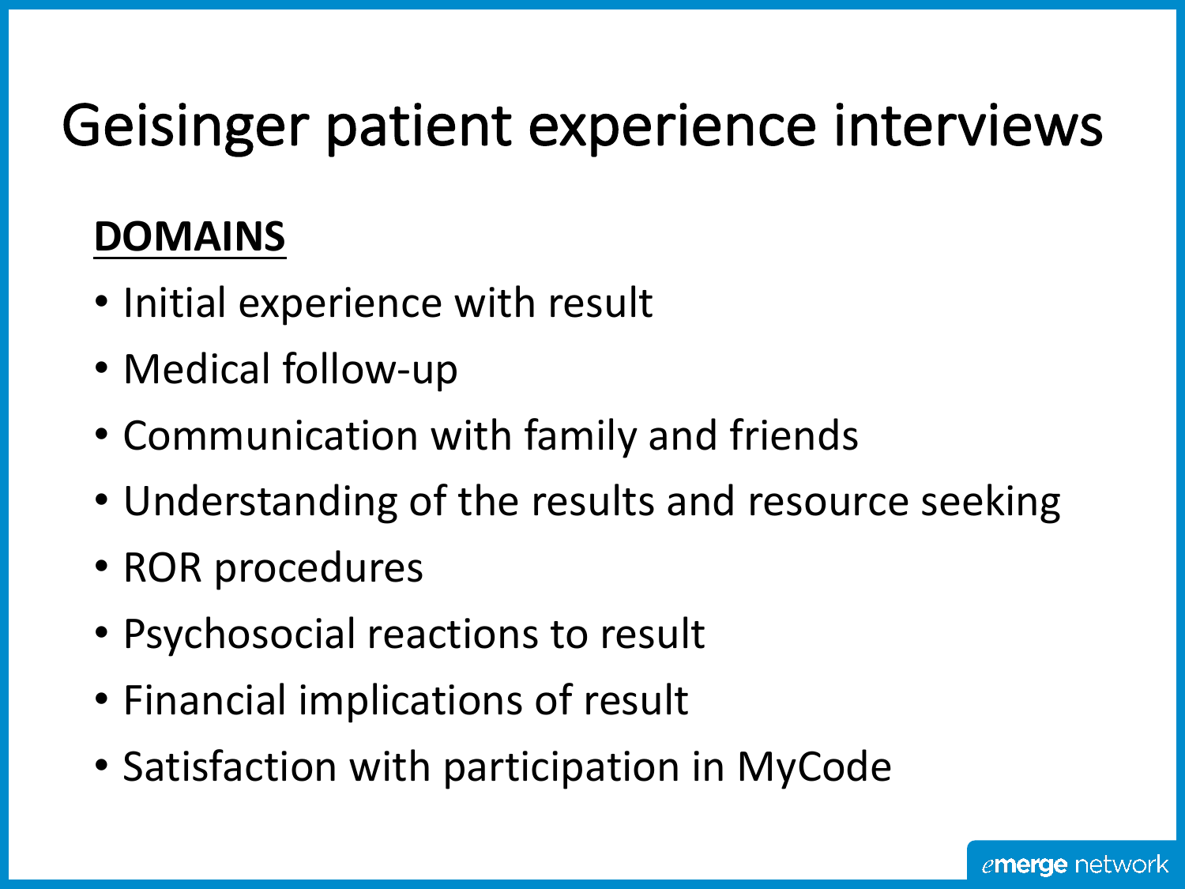# Geisinger patient experience interviews

**DOMAINS**

- Initial experience with result
- Medical follow-up
- Communication with family and friends
- Understanding of the results and resource seeking
- ROR procedures
- Psychosocial reactions to result
- Financial implications of result
- Satisfaction with participation in MyCode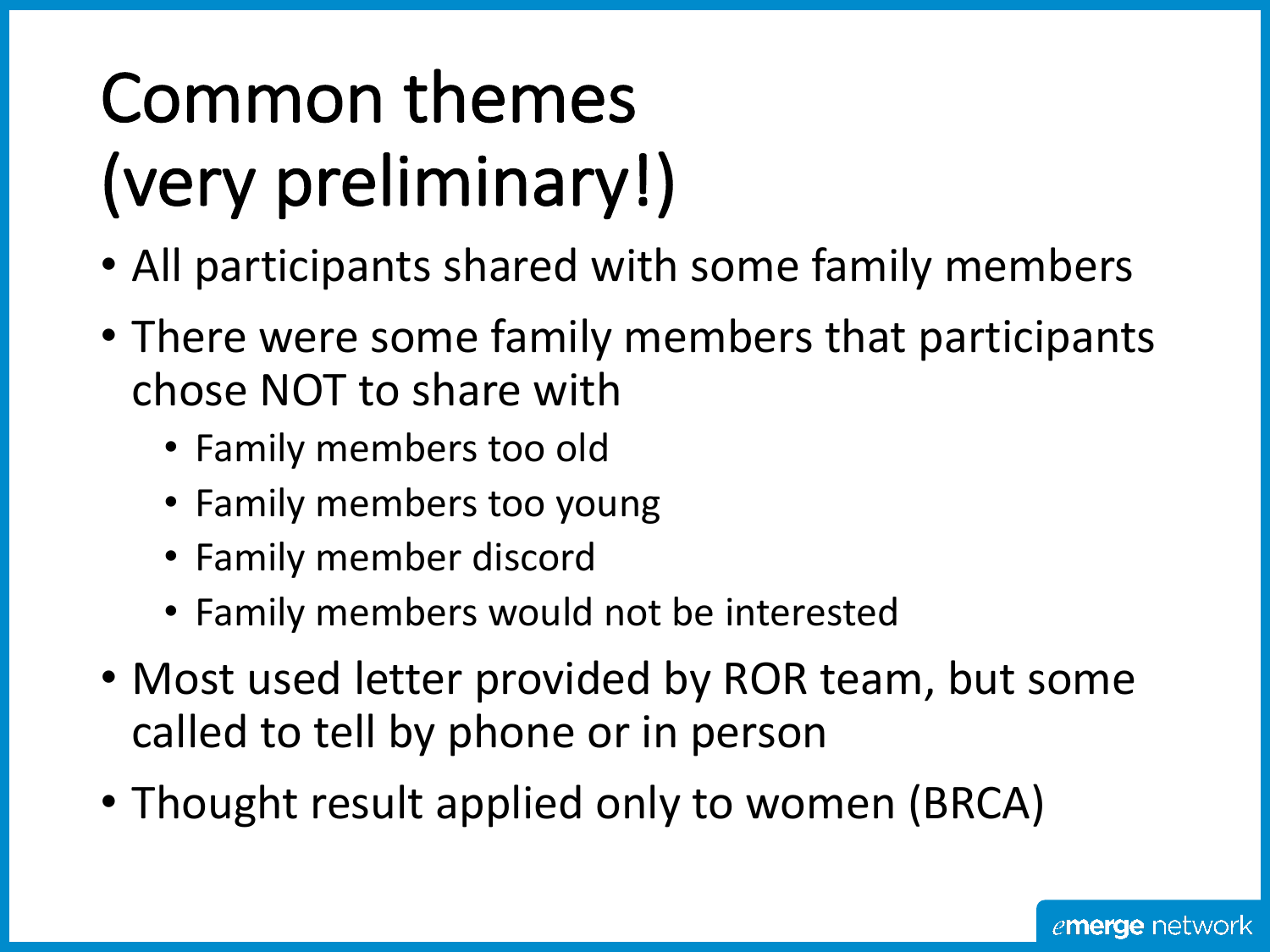# Common themes (very preliminary!)

- All participants shared with some family members
- There were some family members that participants chose NOT to share with
  - Family members too old
  - Family members too young
  - Family member discord
  - Family members would not be interested
- Most used letter provided by ROR team, but some called to tell by phone or in person
- Thought result applied only to women (BRCA)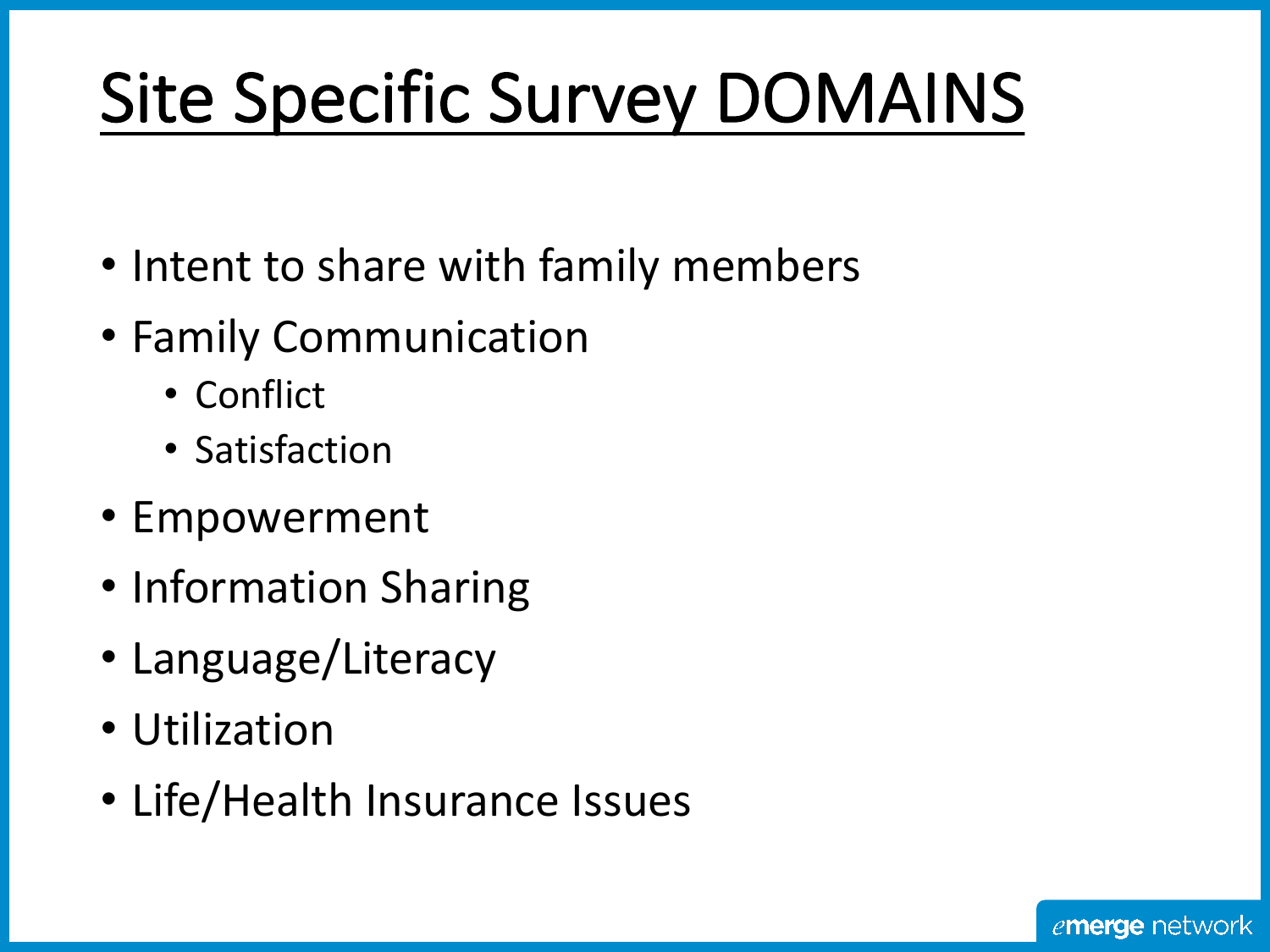# Site Specific Survey DOMAINS

- Intent to share with family members
- Family Communication
  - Conflict
  - Satisfaction
- Empowerment
- Information Sharing
- Language/Literacy
- Utilization
- Life/Health Insurance Issues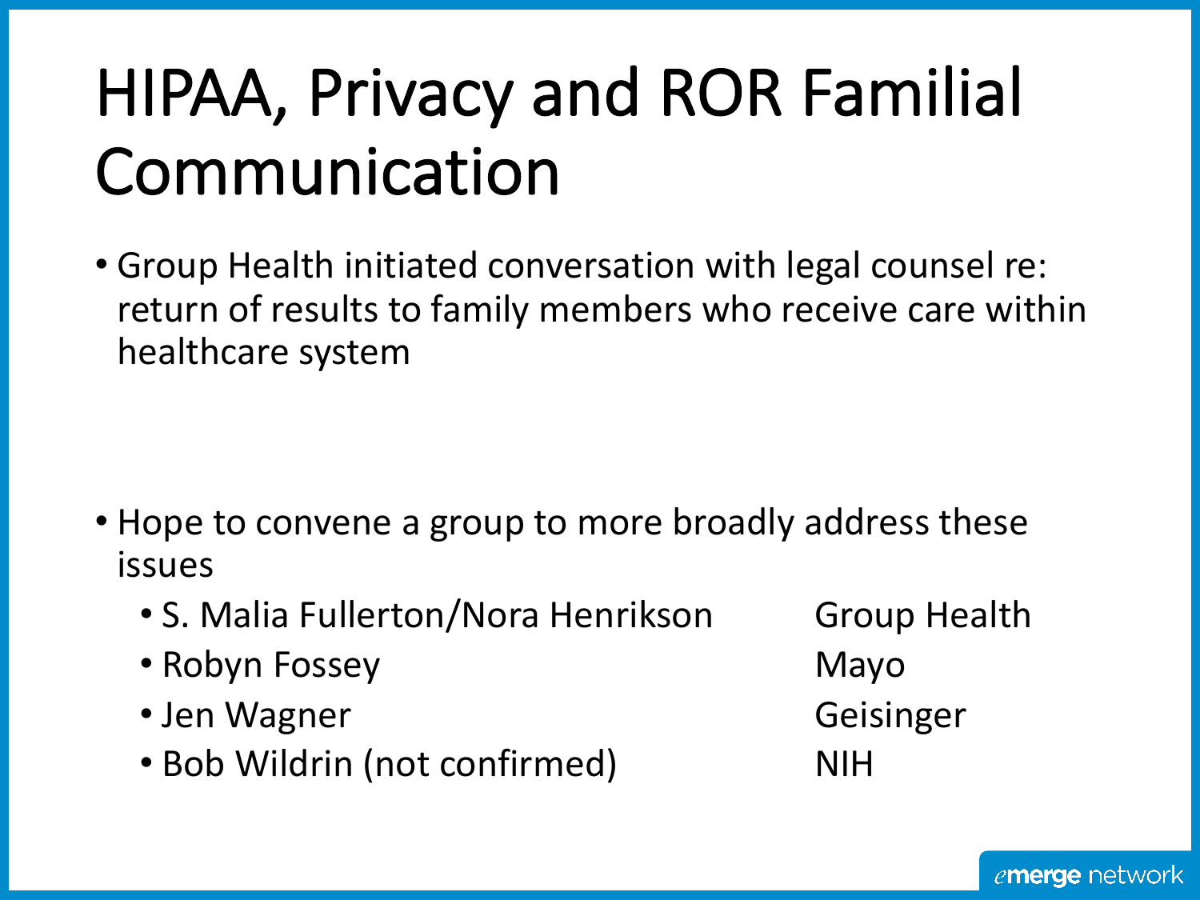# HIPAA, Privacy and ROR Familial Communication

- Group Health initiated conversation with legal counsel re: return of results to family members who receive care within healthcare system

- Hope to convene a group to more broadly address these issues
  - S. Malia Fullerton/Nora Henrikson — Group Health
  - Robyn Fossey — Mayo
  - Jen Wagner — Geisinger
  - Bob Wildrin (not confirmed) — NIH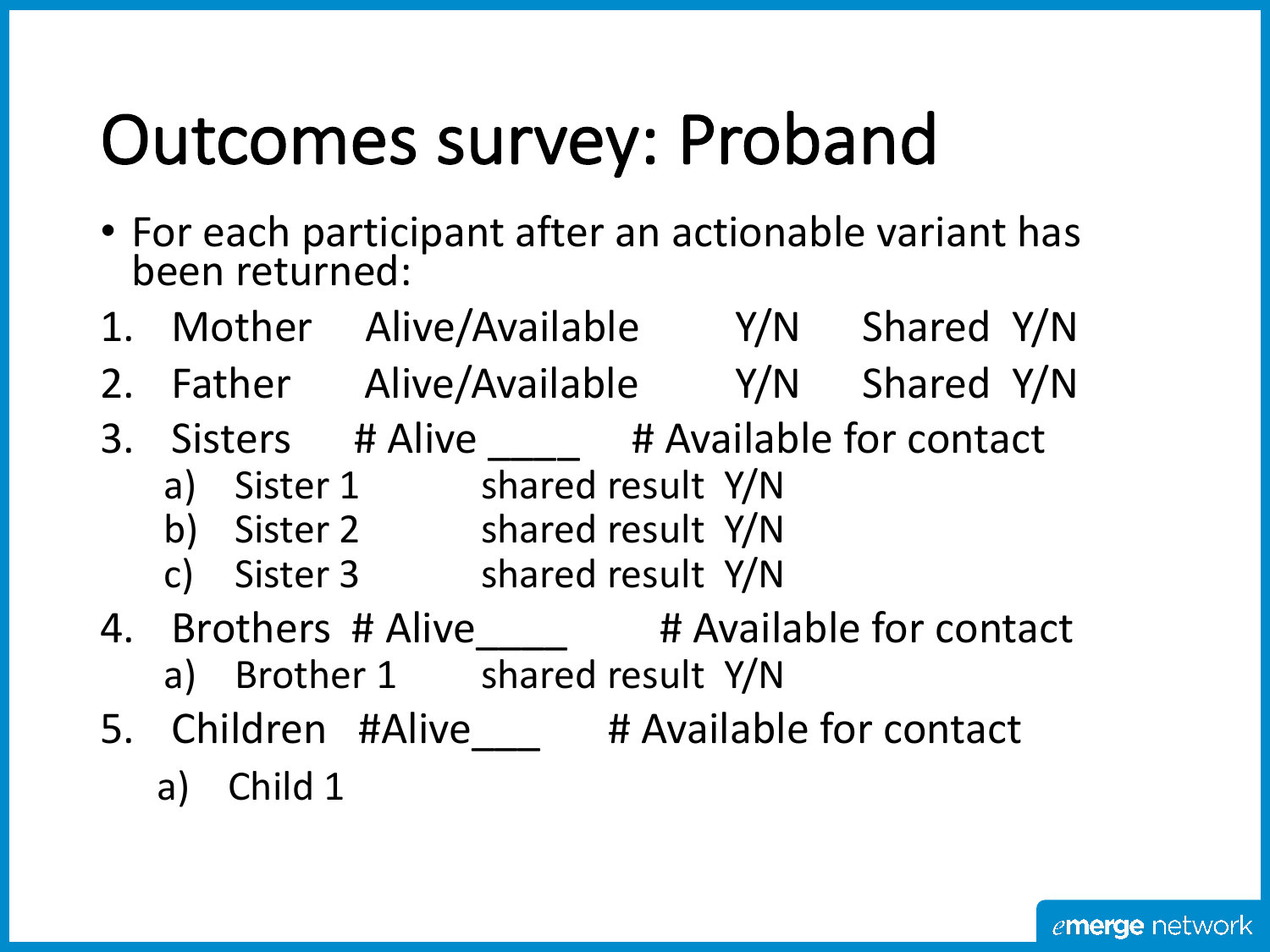# Outcomes survey: Proband

- For each participant after an actionable variant has been returned:

1. Mother Alive/Available Y/N Shared Y/N
2. Father Alive/Available Y/N Shared Y/N
3. Sisters # Alive ____ # Available for contact
   a) Sister 1 shared result Y/N
   b) Sister 2 shared result Y/N
   c) Sister 3 shared result Y/N
4. Brothers # Alive____ # Available for contact
   a) Brother 1 shared result Y/N
5. Children #Alive___ # Available for contact
   a) Child 1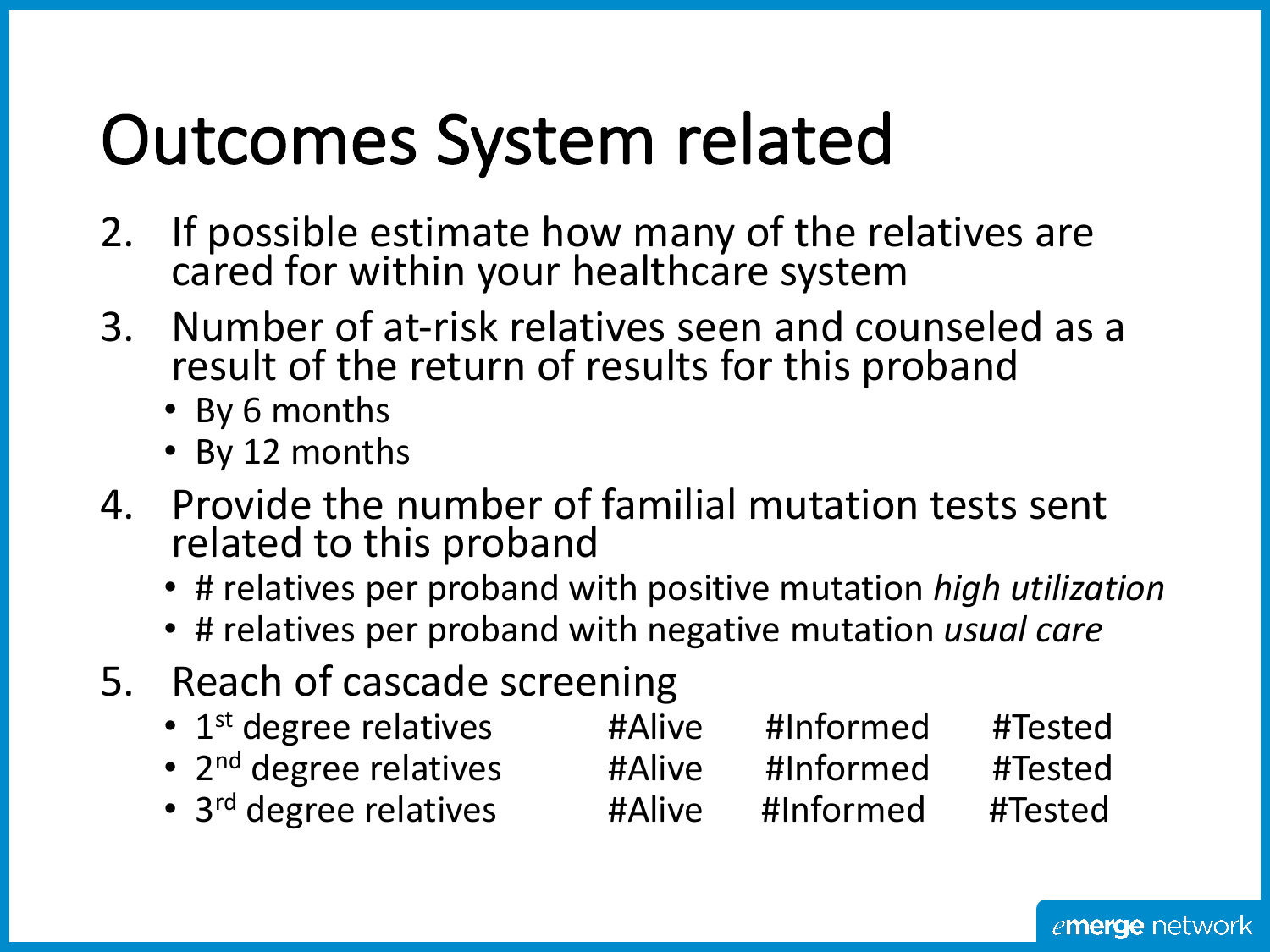# Outcomes System related

2. If possible estimate how many of the relatives are cared for within your healthcare system
3. Number of at-risk relatives seen and counseled as a result of the return of results for this proband
   - By 6 months
   - By 12 months
4. Provide the number of familial mutation tests sent related to this proband
   - # relatives per proband with positive mutation *high utilization*
   - # relatives per proband with negative mutation *usual care*
5. Reach of cascade screening

| | | | |
|---|---|---|---|
| 1st degree relatives | #Alive | #Informed | #Tested |
| 2nd degree relatives | #Alive | #Informed | #Tested |
| 3rd degree relatives | #Alive | #Informed | #Tested |

emerge network